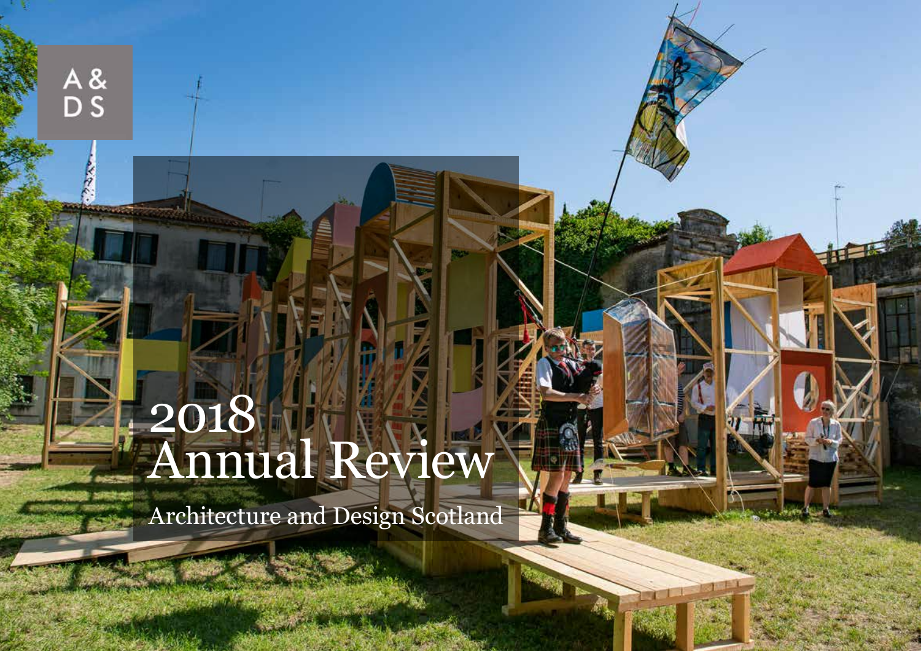A&
DS

# 2018 Annual Review

Architecture and Design Scotland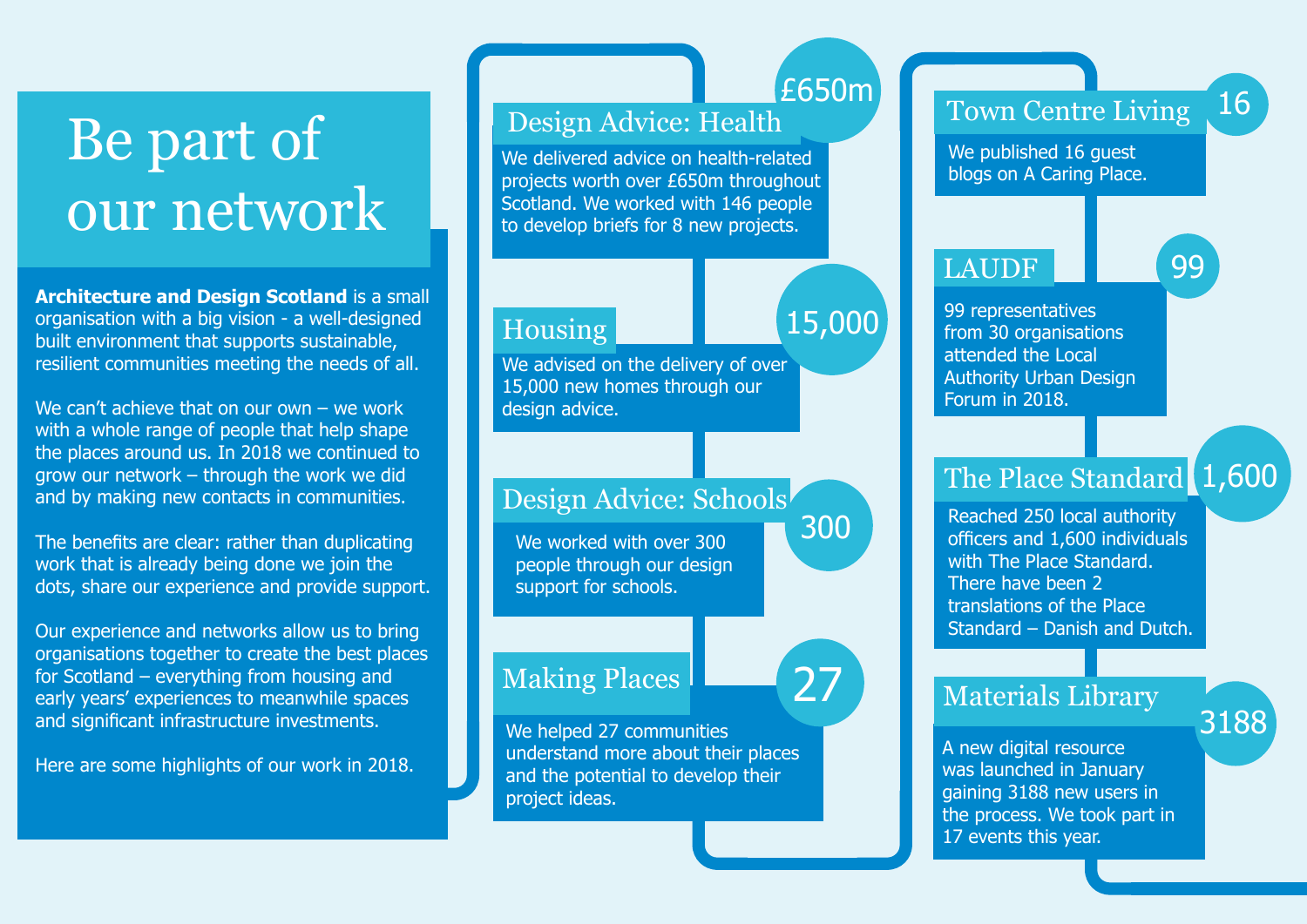# Be part of our network

**Architecture and Design Scotland** is a small organisation with a big vision - a well-designed built environment that supports sustainable, resilient communities meeting the needs of all.

We can't achieve that on our own – we work with a whole range of people that help shape the places around us. In 2018 we continued to grow our network – through the work we did and by making new contacts in communities.

The benefits are clear: rather than duplicating work that is already being done we join the dots, share our experience and provide support.

Our experience and networks allow us to bring organisations together to create the best places for Scotland – everything from housing and early years' experiences to meanwhile spaces and significant infrastructure investments.

Here are some highlights of our work in 2018.

## Design Advice: Health

**£650m**

We delivered advice on health-related projects worth over £650m throughout Scotland. We worked with 146 people to develop briefs for 8 new projects.

## Housing

**15,000**

We advised on the delivery of over 15,000 new homes through our design advice.

## Design Advice: Schools

**300**

We worked with over 300 people through our design support for schools.

## Making Places

**27**

We helped 27 communities understand more about their places and the potential to develop their project ideas.

## Town Centre Living

**16**

We published 16 guest blogs on A Caring Place.

## LAUDF

**99**

99 representatives from 30 organisations attended the Local Authority Urban Design Forum in 2018.

## The Place Standard

**1,600**

Reached 250 local authority officers and 1,600 individuals with The Place Standard. There have been 2 translations of the Place Standard – Danish and Dutch.

## Materials Library

**3188**

A new digital resource was launched in January gaining 3188 new users in the process. We took part in 17 events this year.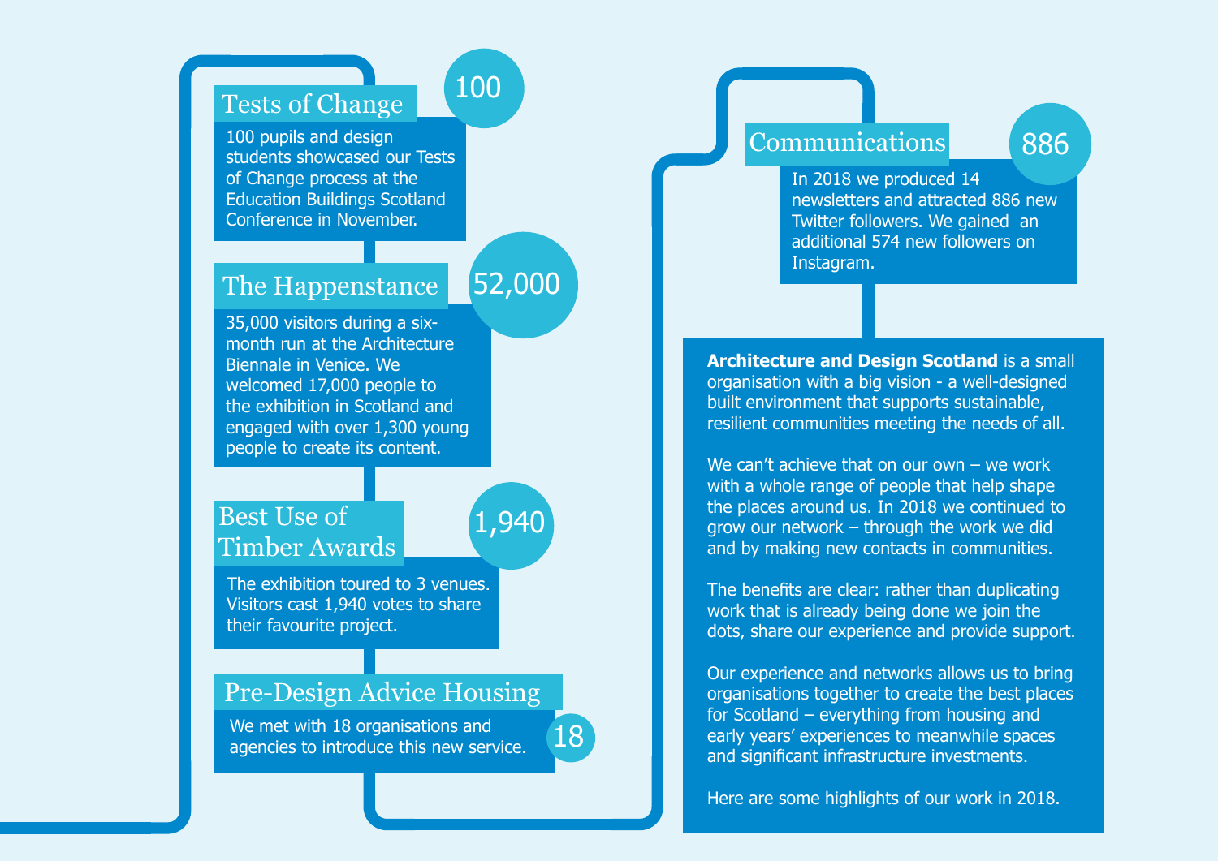**Architecture and Design Scotland** is a small organisation with a big vision - a well-designed built environment that supports sustainable, resilient communities meeting the needs of all.

We can't achieve that on our own – we work with a whole range of people that help shape the places around us. In 2018 we continued to grow our network – through the work we did and by making new contacts in communities.

The benefits are clear: rather than duplicating work that is already being done we join the dots, share our experience and provide support.

Our experience and networks allows us to bring organisations together to create the best places for Scotland – everything from housing and early years' experiences to meanwhile spaces and significant infrastructure investments.

Here are some highlights of our work in 2018.

## Tests of Change

**100**

100 pupils and design students showcased our Tests of Change process at the Education Buildings Scotland Conference in November.

## The Happenstance

**52,000**

35,000 visitors during a six-month run at the Architecture Biennale in Venice. We welcomed 17,000 people to the exhibition in Scotland and engaged with over 1,300 young people to create its content.

## Best Use of Timber Awards

**1,940**

The exhibition toured to 3 venues. Visitors cast 1,940 votes to share their favourite project.

## Pre-Design Advice Housing

**18**

We met with 18 organisations and agencies to introduce this new service.

## Communications

**886**

In 2018 we produced 14 newsletters and attracted 886 new Twitter followers. We gained an additional 574 new followers on Instagram.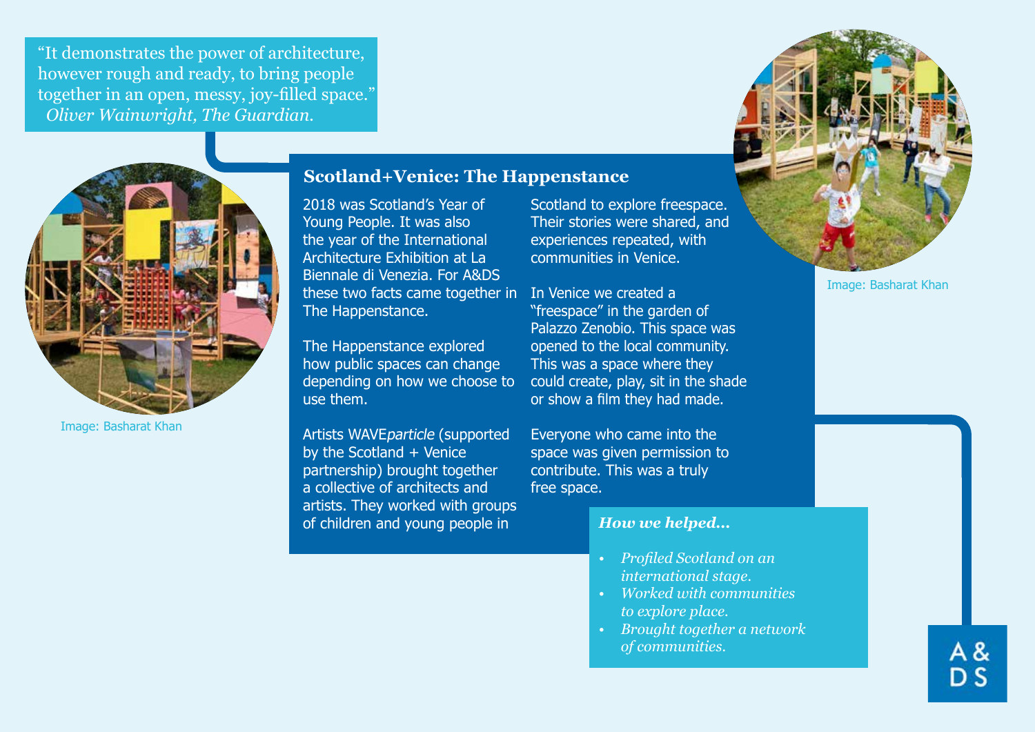"It demonstrates the power of architecture, however rough and ready, to bring people together in an open, messy, joy-filled space."
*Oliver Wainwright, The Guardian.*

Image: Basharat Khan

## Scotland+Venice: The Happenstance

2018 was Scotland's Year of Young People. It was also the year of the International Architecture Exhibition at La Biennale di Venezia. For A&DS these two facts came together in The Happenstance.

The Happenstance explored how public spaces can change depending on how we choose to use them.

Artists WAVE*particle* (supported by the Scotland + Venice partnership) brought together a collective of architects and artists. They worked with groups of children and young people in Scotland to explore freespace. Their stories were shared, and experiences repeated, with communities in Venice.

In Venice we created a "freespace" in the garden of Palazzo Zenobio. This space was opened to the local community. This was a space where they could create, play, sit in the shade or show a film they had made.

Everyone who came into the space was given permission to contribute. This was a truly free space.

Image: Basharat Khan

### *How we helped...*

- *Profiled Scotland on an international stage.*
- *Worked with communities to explore place.*
- *Brought together a network of communities.*

A&DS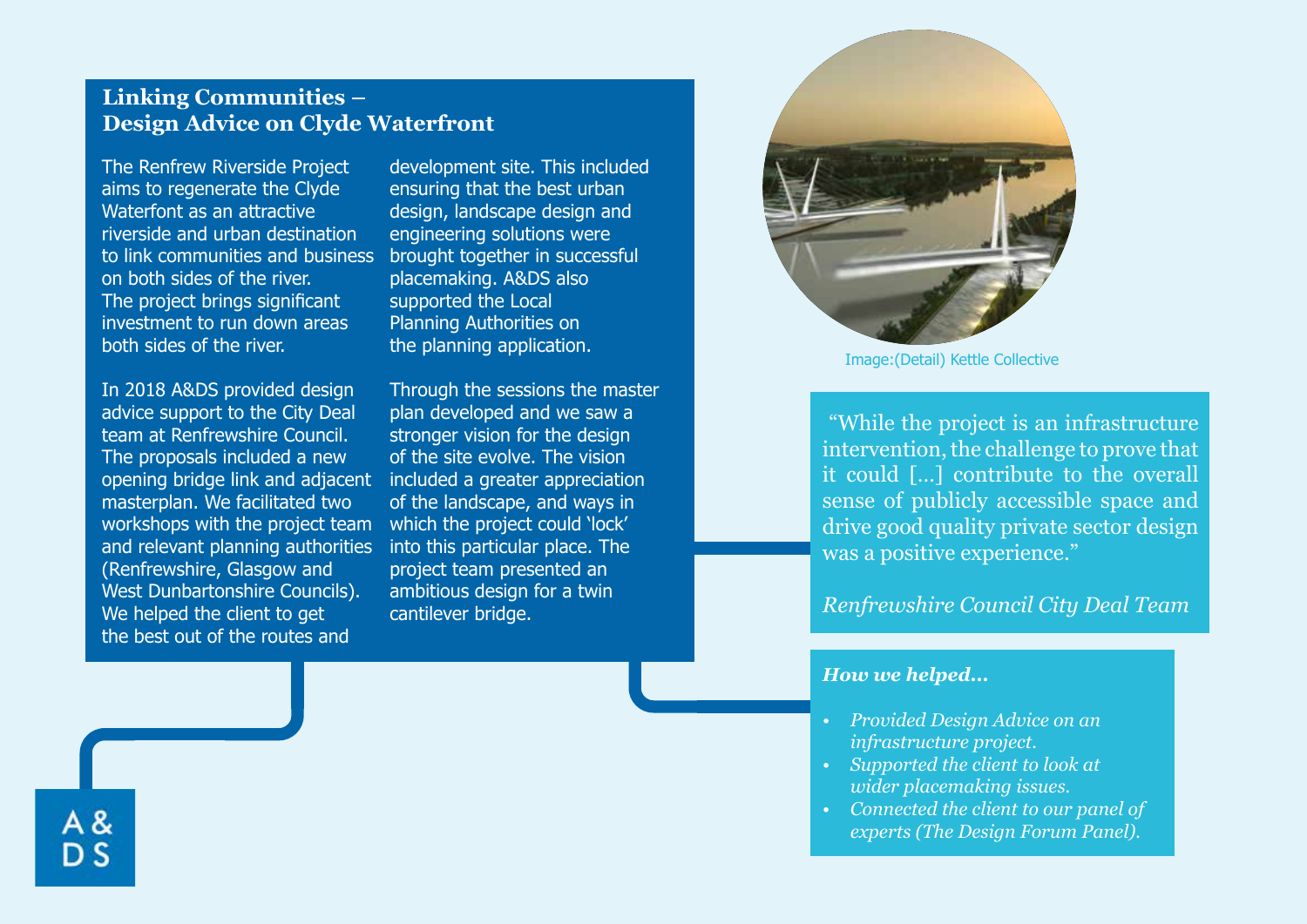## Linking Communities – Design Advice on Clyde Waterfront

The Renfrew Riverside Project aims to regenerate the Clyde Waterfont as an attractive riverside and urban destination to link communities and business on both sides of the river. The project brings significant investment to run down areas both sides of the river.

In 2018 A&DS provided design advice support to the City Deal team at Renfrewshire Council. The proposals included a new opening bridge link and adjacent masterplan. We facilitated two workshops with the project team and relevant planning authorities (Renfrewshire, Glasgow and West Dunbartonshire Councils). We helped the client to get the best out of the routes and development site. This included ensuring that the best urban design, landscape design and engineering solutions were brought together in successful placemaking. A&DS also supported the Local Planning Authorities on the planning application.

Through the sessions the master plan developed and we saw a stronger vision for the design of the site evolve. The vision included a greater appreciation of the landscape, and ways in which the project could 'lock' into this particular place. The project team presented an ambitious design for a twin cantilever bridge.

Image:(Detail) Kettle Collective

"While the project is an infrastructure intervention, the challenge to prove that it could [...] contribute to the overall sense of publicly accessible space and drive good quality private sector design was a positive experience."

*Renfrewshire Council City Deal Team*

***How we helped...***

- *Provided Design Advice on an infrastructure project.*
- *Supported the client to look at wider placemaking issues.*
- *Connected the client to our panel of experts (The Design Forum Panel).*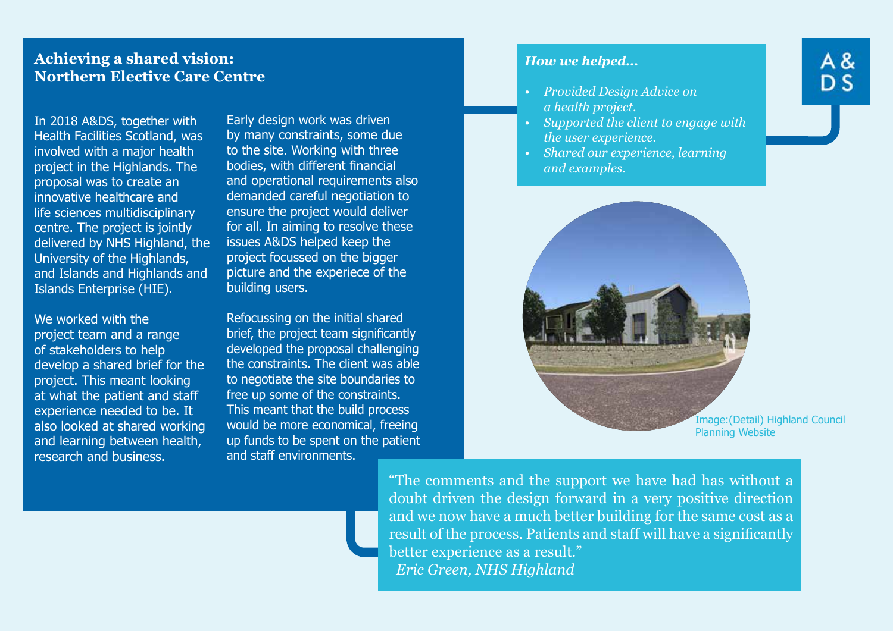## Achieving a shared vision: Northern Elective Care Centre

In 2018 A&DS, together with Health Facilities Scotland, was involved with a major health project in the Highlands. The proposal was to create an innovative healthcare and life sciences multidisciplinary centre. The project is jointly delivered by NHS Highland, the University of the Highlands, and Islands and Highlands and Islands Enterprise (HIE).

We worked with the project team and a range of stakeholders to help develop a shared brief for the project. This meant looking at what the patient and staff experience needed to be. It also looked at shared working and learning between health, research and business.

Early design work was driven by many constraints, some due to the site. Working with three bodies, with different financial and operational requirements also demanded careful negotiation to ensure the project would deliver for all. In aiming to resolve these issues A&DS helped keep the project focussed on the bigger picture and the experiece of the building users.

Refocussing on the initial shared brief, the project team significantly developed the proposal challenging the constraints. The client was able to negotiate the site boundaries to free up some of the constraints. This meant that the build process would be more economical, freeing up funds to be spent on the patient and staff environments.

***How we helped...***

- *Provided Design Advice on a health project.*
- *Supported the client to engage with the user experience.*
- *Shared our experience, learning and examples.*

Image:(Detail) Highland Council Planning Website

"The comments and the support we have had has without a doubt driven the design forward in a very positive direction and we now have a much better building for the same cost as a result of the process. Patients and staff will have a significantly better experience as a result."
*Eric Green, NHS Highland*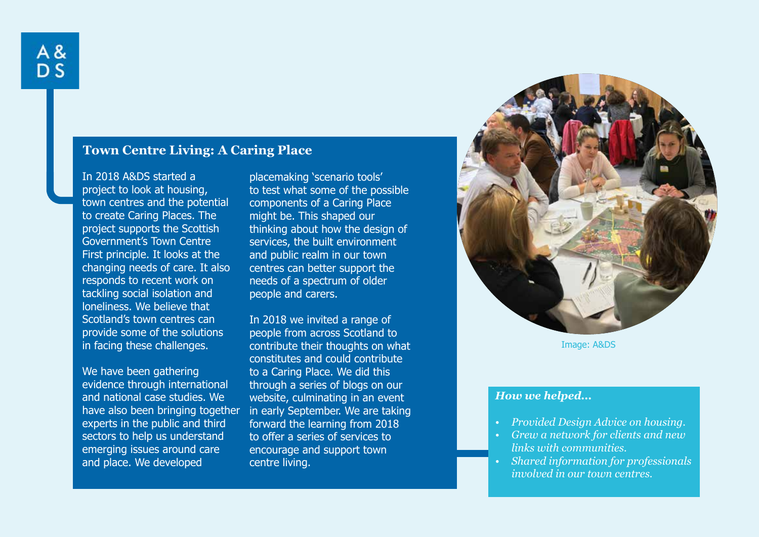## Town Centre Living: A Caring Place

In 2018 A&DS started a project to look at housing, town centres and the potential to create Caring Places. The project supports the Scottish Government's Town Centre First principle. It looks at the changing needs of care. It also responds to recent work on tackling social isolation and loneliness. We believe that Scotland's town centres can provide some of the solutions in facing these challenges.

We have been gathering evidence through international and national case studies. We have also been bringing together experts in the public and third sectors to help us understand emerging issues around care and place. We developed placemaking 'scenario tools' to test what some of the possible components of a Caring Place might be. This shaped our thinking about how the design of services, the built environment and public realm in our town centres can better support the needs of a spectrum of older people and carers.

In 2018 we invited a range of people from across Scotland to contribute their thoughts on what constitutes and could contribute to a Caring Place. We did this through a series of blogs on our website, culminating in an event in early September. We are taking forward the learning from 2018 to offer a series of services to encourage and support town centre living.

Image: A&DS

***How we helped...***

- *Provided Design Advice on housing.*
- *Grew a network for clients and new links with communities.*
- *Shared information for professionals involved in our town centres.*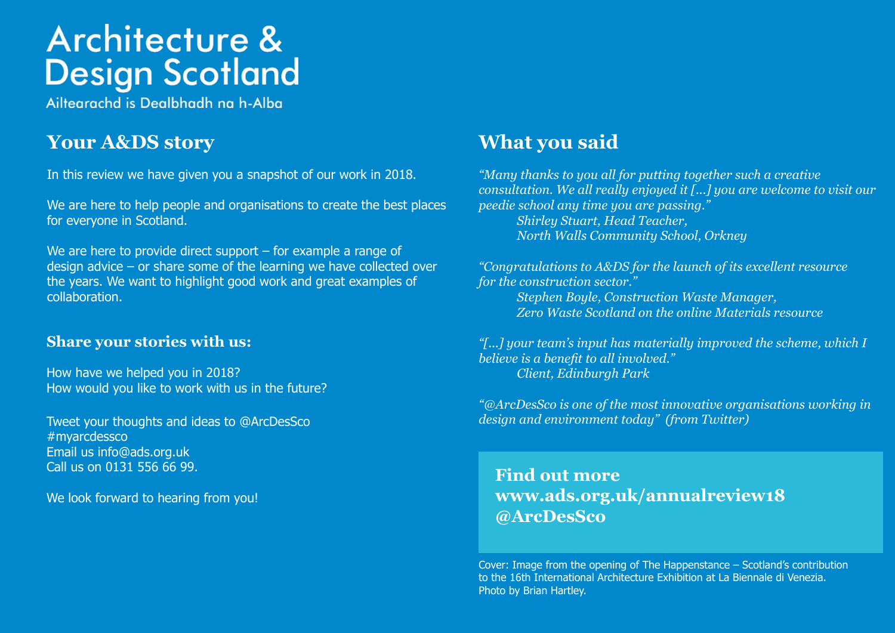# Architecture & Design Scotland

Ailtearachd is Dealbhadh na h-Alba

## Your A&DS story

In this review we have given you a snapshot of our work in 2018.

We are here to help people and organisations to create the best places for everyone in Scotland.

We are here to provide direct support – for example a range of design advice – or share some of the learning we have collected over the years. We want to highlight good work and great examples of collaboration.

### Share your stories with us:

How have we helped you in 2018?
How would you like to work with us in the future?

Tweet your thoughts and ideas to @ArcDesSco
#myarcdessco
Email us info@ads.org.uk
Call us on 0131 556 66 99.

We look forward to hearing from you!

## What you said

*"Many thanks to you all for putting together such a creative consultation. We all really enjoyed it [...] you are welcome to visit our peedie school any time you are passing."*
*Shirley Stuart, Head Teacher,*
*North Walls Community School, Orkney*

*"Congratulations to A&DS for the launch of its excellent resource for the construction sector."*
*Stephen Boyle, Construction Waste Manager,*
*Zero Waste Scotland on the online Materials resource*

*"[...] your team's input has materially improved the scheme, which I believe is a benefit to all involved."*
*Client, Edinburgh Park*

*"@ArcDesSco is one of the most innovative organisations working in design and environment today" (from Twitter)*

**Find out more**
**www.ads.org.uk/annualreview18**
**@ArcDesSco**

Cover: Image from the opening of The Happenstance – Scotland's contribution to the 16th International Architecture Exhibition at La Biennale di Venezia. Photo by Brian Hartley.